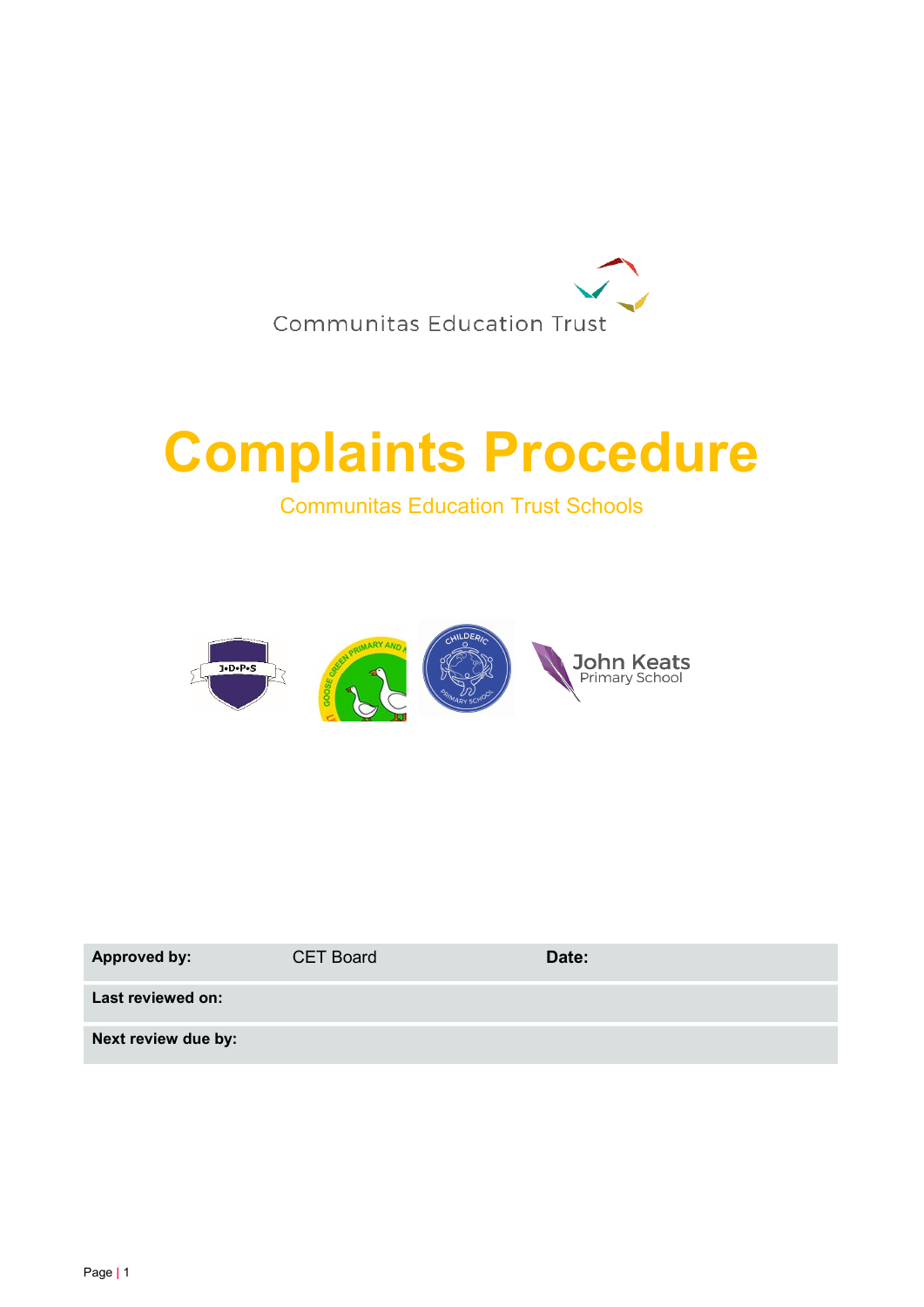Communitas Education Trust

# Complaints Procedure

Communitas Education Trust Schools

John Keats
Primary School

| **Approved by:** | CET Board | **Date:** | |
|---|---|---|---|
| **Last reviewed on:** | | | |
| **Next review due by:** | | | |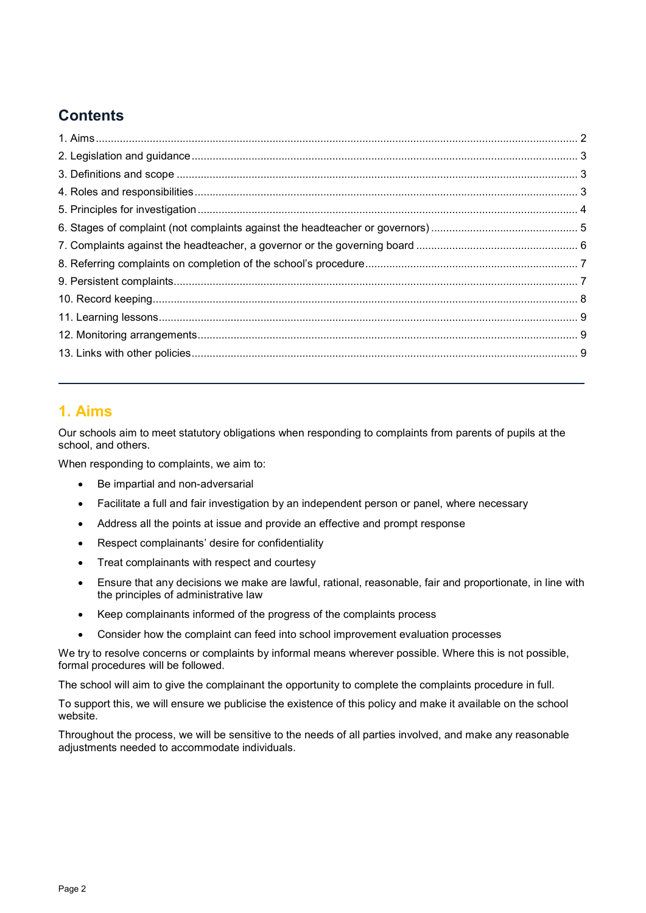## Contents

1. Aims ... 2
2. Legislation and guidance ... 3
3. Definitions and scope ... 3
4. Roles and responsibilities ... 3
5. Principles for investigation ... 4
6. Stages of complaint (not complaints against the headteacher or governors) ... 5
7. Complaints against the headteacher, a governor or the governing board ... 6
8. Referring complaints on completion of the school's procedure ... 7
9. Persistent complaints ... 7
10. Record keeping ... 8
11. Learning lessons ... 9
12. Monitoring arrangements ... 9
13. Links with other policies ... 9

---

## 1. Aims

Our schools aim to meet statutory obligations when responding to complaints from parents of pupils at the school, and others.

When responding to complaints, we aim to:

- Be impartial and non-adversarial
- Facilitate a full and fair investigation by an independent person or panel, where necessary
- Address all the points at issue and provide an effective and prompt response
- Respect complainants' desire for confidentiality
- Treat complainants with respect and courtesy
- Ensure that any decisions we make are lawful, rational, reasonable, fair and proportionate, in line with the principles of administrative law
- Keep complainants informed of the progress of the complaints process
- Consider how the complaint can feed into school improvement evaluation processes

We try to resolve concerns or complaints by informal means wherever possible. Where this is not possible, formal procedures will be followed.

The school will aim to give the complainant the opportunity to complete the complaints procedure in full.

To support this, we will ensure we publicise the existence of this policy and make it available on the school website.

Throughout the process, we will be sensitive to the needs of all parties involved, and make any reasonable adjustments needed to accommodate individuals.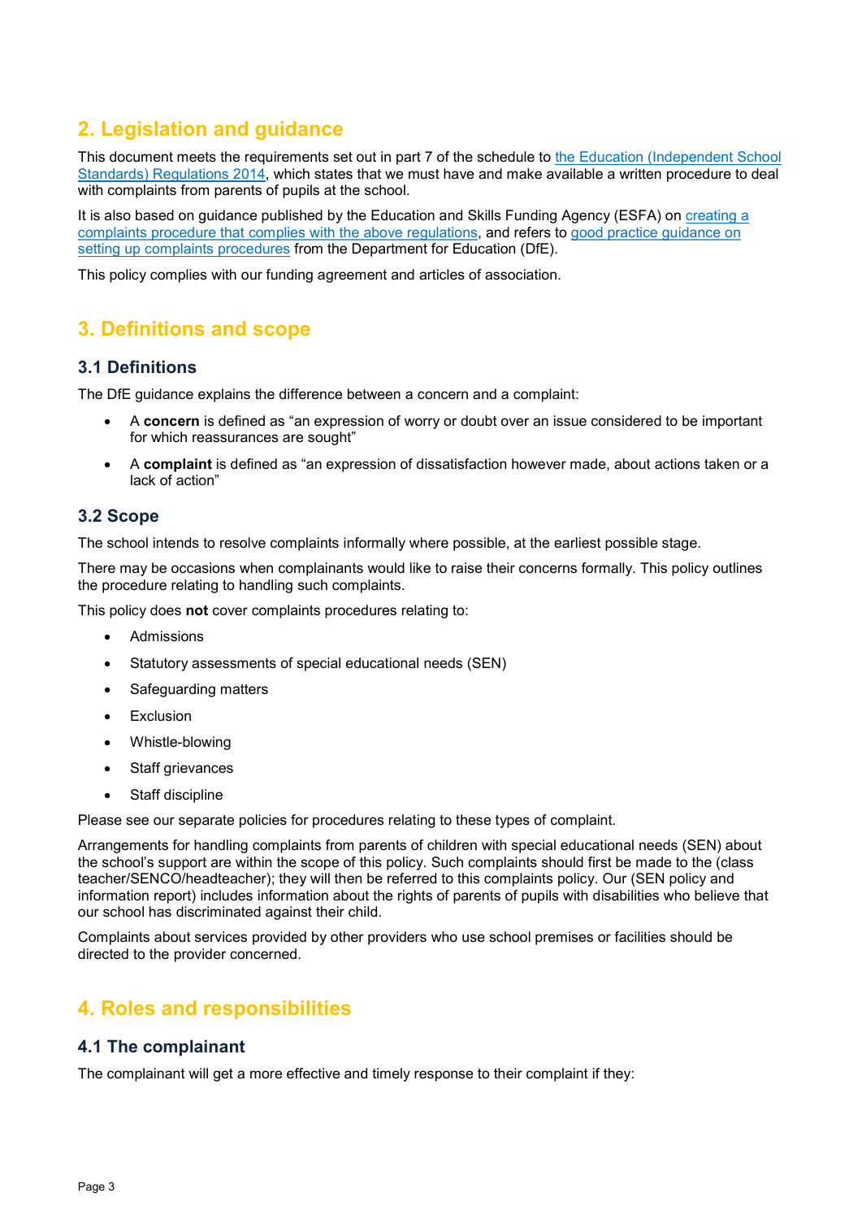## 2. Legislation and guidance

This document meets the requirements set out in part 7 of the schedule to the Education (Independent School Standards) Regulations 2014, which states that we must have and make available a written procedure to deal with complaints from parents of pupils at the school.

It is also based on guidance published by the Education and Skills Funding Agency (ESFA) on creating a complaints procedure that complies with the above regulations, and refers to good practice guidance on setting up complaints procedures from the Department for Education (DfE).

This policy complies with our funding agreement and articles of association.

## 3. Definitions and scope

### 3.1 Definitions

The DfE guidance explains the difference between a concern and a complaint:

- A **concern** is defined as "an expression of worry or doubt over an issue considered to be important for which reassurances are sought"
- A **complaint** is defined as "an expression of dissatisfaction however made, about actions taken or a lack of action"

### 3.2 Scope

The school intends to resolve complaints informally where possible, at the earliest possible stage.

There may be occasions when complainants would like to raise their concerns formally. This policy outlines the procedure relating to handling such complaints.

This policy does **not** cover complaints procedures relating to:

- Admissions
- Statutory assessments of special educational needs (SEN)
- Safeguarding matters
- Exclusion
- Whistle-blowing
- Staff grievances
- Staff discipline

Please see our separate policies for procedures relating to these types of complaint.

Arrangements for handling complaints from parents of children with special educational needs (SEN) about the school's support are within the scope of this policy. Such complaints should first be made to the (class teacher/SENCO/headteacher); they will then be referred to this complaints policy. Our (SEN policy and information report) includes information about the rights of parents of pupils with disabilities who believe that our school has discriminated against their child.

Complaints about services provided by other providers who use school premises or facilities should be directed to the provider concerned.

## 4. Roles and responsibilities

### 4.1 The complainant

The complainant will get a more effective and timely response to their complaint if they: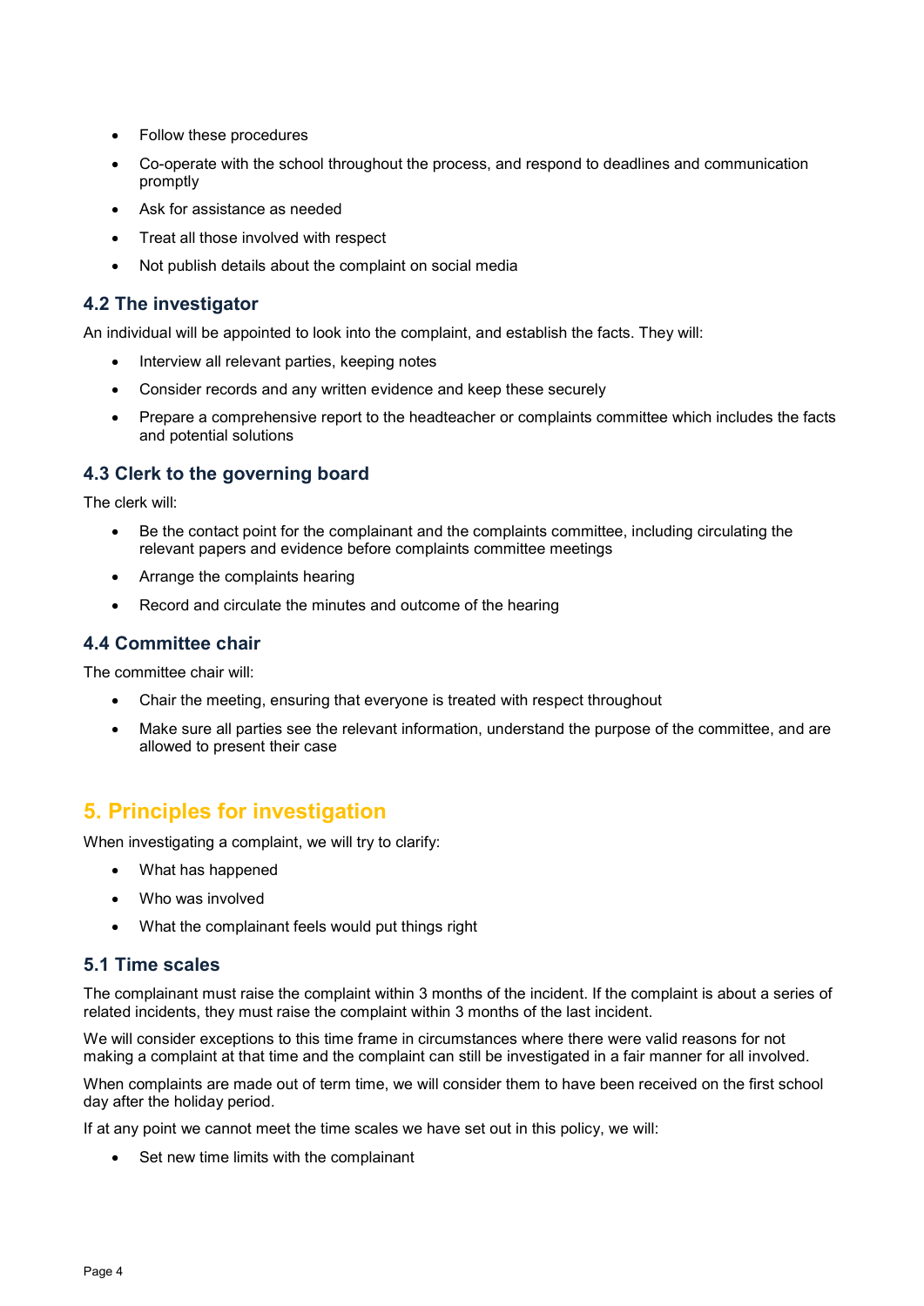- Follow these procedures
- Co-operate with the school throughout the process, and respond to deadlines and communication promptly
- Ask for assistance as needed
- Treat all those involved with respect
- Not publish details about the complaint on social media

### 4.2 The investigator

An individual will be appointed to look into the complaint, and establish the facts. They will:

- Interview all relevant parties, keeping notes
- Consider records and any written evidence and keep these securely
- Prepare a comprehensive report to the headteacher or complaints committee which includes the facts and potential solutions

### 4.3 Clerk to the governing board

The clerk will:

- Be the contact point for the complainant and the complaints committee, including circulating the relevant papers and evidence before complaints committee meetings
- Arrange the complaints hearing
- Record and circulate the minutes and outcome of the hearing

### 4.4 Committee chair

The committee chair will:

- Chair the meeting, ensuring that everyone is treated with respect throughout
- Make sure all parties see the relevant information, understand the purpose of the committee, and are allowed to present their case

## 5. Principles for investigation

When investigating a complaint, we will try to clarify:

- What has happened
- Who was involved
- What the complainant feels would put things right

### 5.1 Time scales

The complainant must raise the complaint within 3 months of the incident. If the complaint is about a series of related incidents, they must raise the complaint within 3 months of the last incident.

We will consider exceptions to this time frame in circumstances where there were valid reasons for not making a complaint at that time and the complaint can still be investigated in a fair manner for all involved.

When complaints are made out of term time, we will consider them to have been received on the first school day after the holiday period.

If at any point we cannot meet the time scales we have set out in this policy, we will:

- Set new time limits with the complainant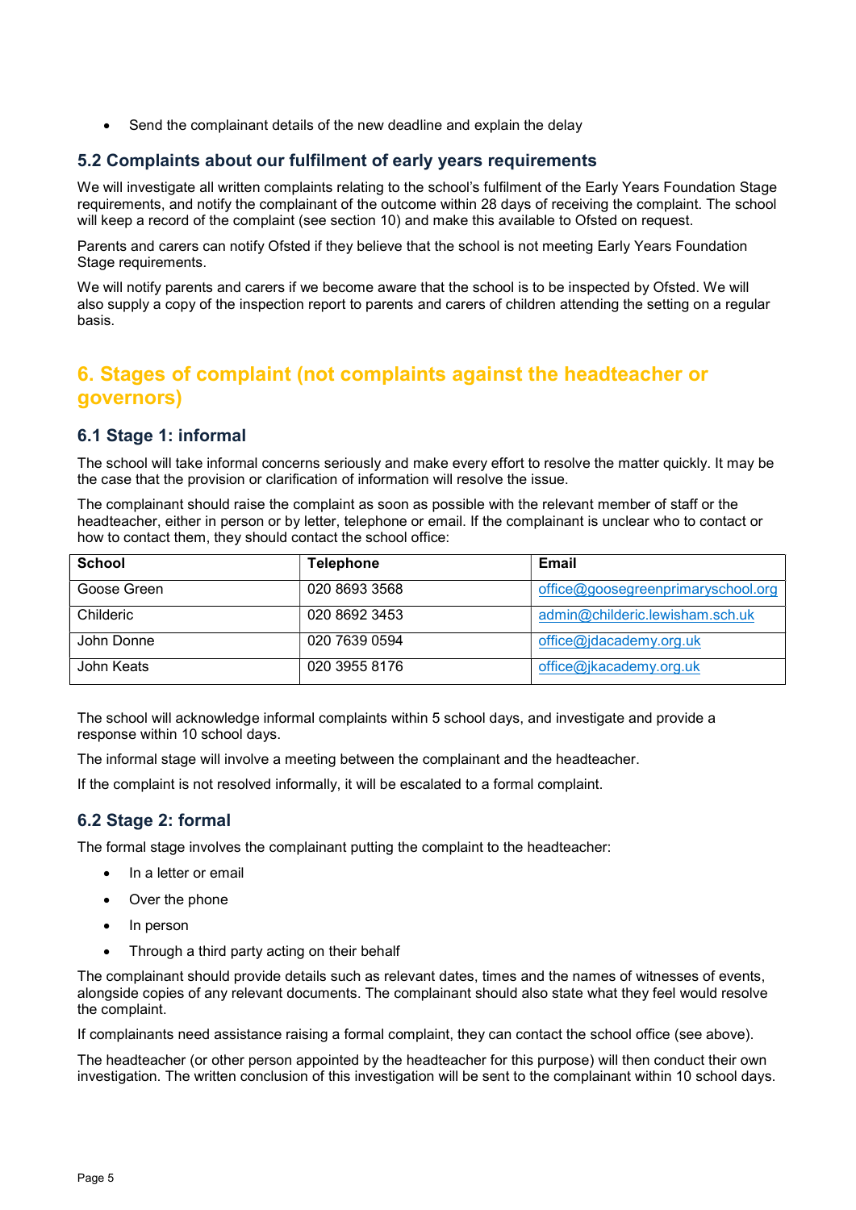- Send the complainant details of the new deadline and explain the delay

### 5.2 Complaints about our fulfilment of early years requirements

We will investigate all written complaints relating to the school's fulfilment of the Early Years Foundation Stage requirements, and notify the complainant of the outcome within 28 days of receiving the complaint. The school will keep a record of the complaint (see section 10) and make this available to Ofsted on request.

Parents and carers can notify Ofsted if they believe that the school is not meeting Early Years Foundation Stage requirements.

We will notify parents and carers if we become aware that the school is to be inspected by Ofsted. We will also supply a copy of the inspection report to parents and carers of children attending the setting on a regular basis.

## 6. Stages of complaint (not complaints against the headteacher or governors)

### 6.1 Stage 1: informal

The school will take informal concerns seriously and make every effort to resolve the matter quickly. It may be the case that the provision or clarification of information will resolve the issue.

The complainant should raise the complaint as soon as possible with the relevant member of staff or the headteacher, either in person or by letter, telephone or email. If the complainant is unclear who to contact or how to contact them, they should contact the school office:

| School | Telephone | Email |
|---|---|---|
| Goose Green | 020 8693 3568 | office@goosegreenprimaryschool.org |
| Childeric | 020 8692 3453 | admin@childeric.lewisham.sch.uk |
| John Donne | 020 7639 0594 | office@jdacademy.org.uk |
| John Keats | 020 3955 8176 | office@jkacademy.org.uk |

The school will acknowledge informal complaints within 5 school days, and investigate and provide a response within 10 school days.

The informal stage will involve a meeting between the complainant and the headteacher.

If the complaint is not resolved informally, it will be escalated to a formal complaint.

### 6.2 Stage 2: formal

The formal stage involves the complainant putting the complaint to the headteacher:

- In a letter or email
- Over the phone
- In person
- Through a third party acting on their behalf

The complainant should provide details such as relevant dates, times and the names of witnesses of events, alongside copies of any relevant documents. The complainant should also state what they feel would resolve the complaint.

If complainants need assistance raising a formal complaint, they can contact the school office (see above).

The headteacher (or other person appointed by the headteacher for this purpose) will then conduct their own investigation. The written conclusion of this investigation will be sent to the complainant within 10 school days.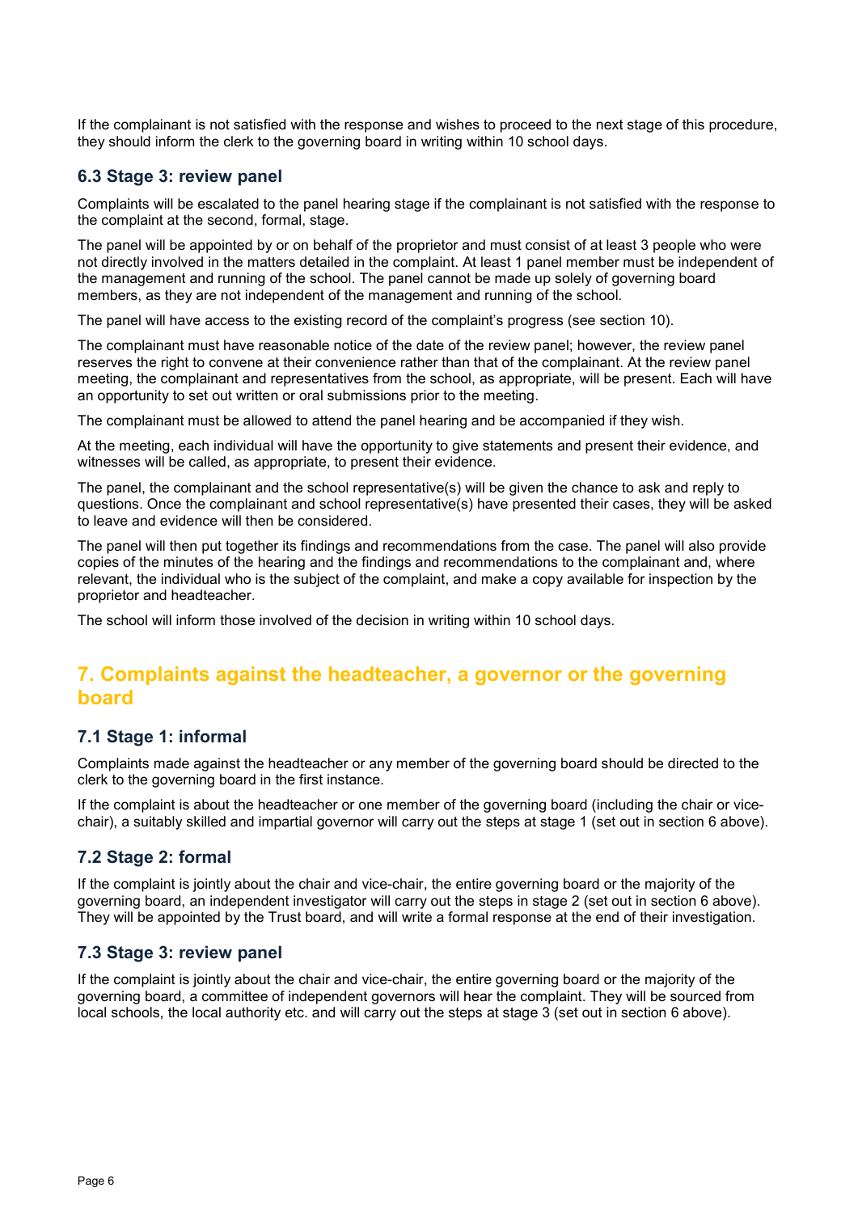If the complainant is not satisfied with the response and wishes to proceed to the next stage of this procedure, they should inform the clerk to the governing board in writing within 10 school days.

### 6.3 Stage 3: review panel

Complaints will be escalated to the panel hearing stage if the complainant is not satisfied with the response to the complaint at the second, formal, stage.

The panel will be appointed by or on behalf of the proprietor and must consist of at least 3 people who were not directly involved in the matters detailed in the complaint. At least 1 panel member must be independent of the management and running of the school. The panel cannot be made up solely of governing board members, as they are not independent of the management and running of the school.

The panel will have access to the existing record of the complaint's progress (see section 10).

The complainant must have reasonable notice of the date of the review panel; however, the review panel reserves the right to convene at their convenience rather than that of the complainant. At the review panel meeting, the complainant and representatives from the school, as appropriate, will be present. Each will have an opportunity to set out written or oral submissions prior to the meeting.

The complainant must be allowed to attend the panel hearing and be accompanied if they wish.

At the meeting, each individual will have the opportunity to give statements and present their evidence, and witnesses will be called, as appropriate, to present their evidence.

The panel, the complainant and the school representative(s) will be given the chance to ask and reply to questions. Once the complainant and school representative(s) have presented their cases, they will be asked to leave and evidence will then be considered.

The panel will then put together its findings and recommendations from the case. The panel will also provide copies of the minutes of the hearing and the findings and recommendations to the complainant and, where relevant, the individual who is the subject of the complaint, and make a copy available for inspection by the proprietor and headteacher.

The school will inform those involved of the decision in writing within 10 school days.

## 7. Complaints against the headteacher, a governor or the governing board

### 7.1 Stage 1: informal

Complaints made against the headteacher or any member of the governing board should be directed to the clerk to the governing board in the first instance.

If the complaint is about the headteacher or one member of the governing board (including the chair or vice-chair), a suitably skilled and impartial governor will carry out the steps at stage 1 (set out in section 6 above).

### 7.2 Stage 2: formal

If the complaint is jointly about the chair and vice-chair, the entire governing board or the majority of the governing board, an independent investigator will carry out the steps in stage 2 (set out in section 6 above). They will be appointed by the Trust board, and will write a formal response at the end of their investigation.

### 7.3 Stage 3: review panel

If the complaint is jointly about the chair and vice-chair, the entire governing board or the majority of the governing board, a committee of independent governors will hear the complaint. They will be sourced from local schools, the local authority etc. and will carry out the steps at stage 3 (set out in section 6 above).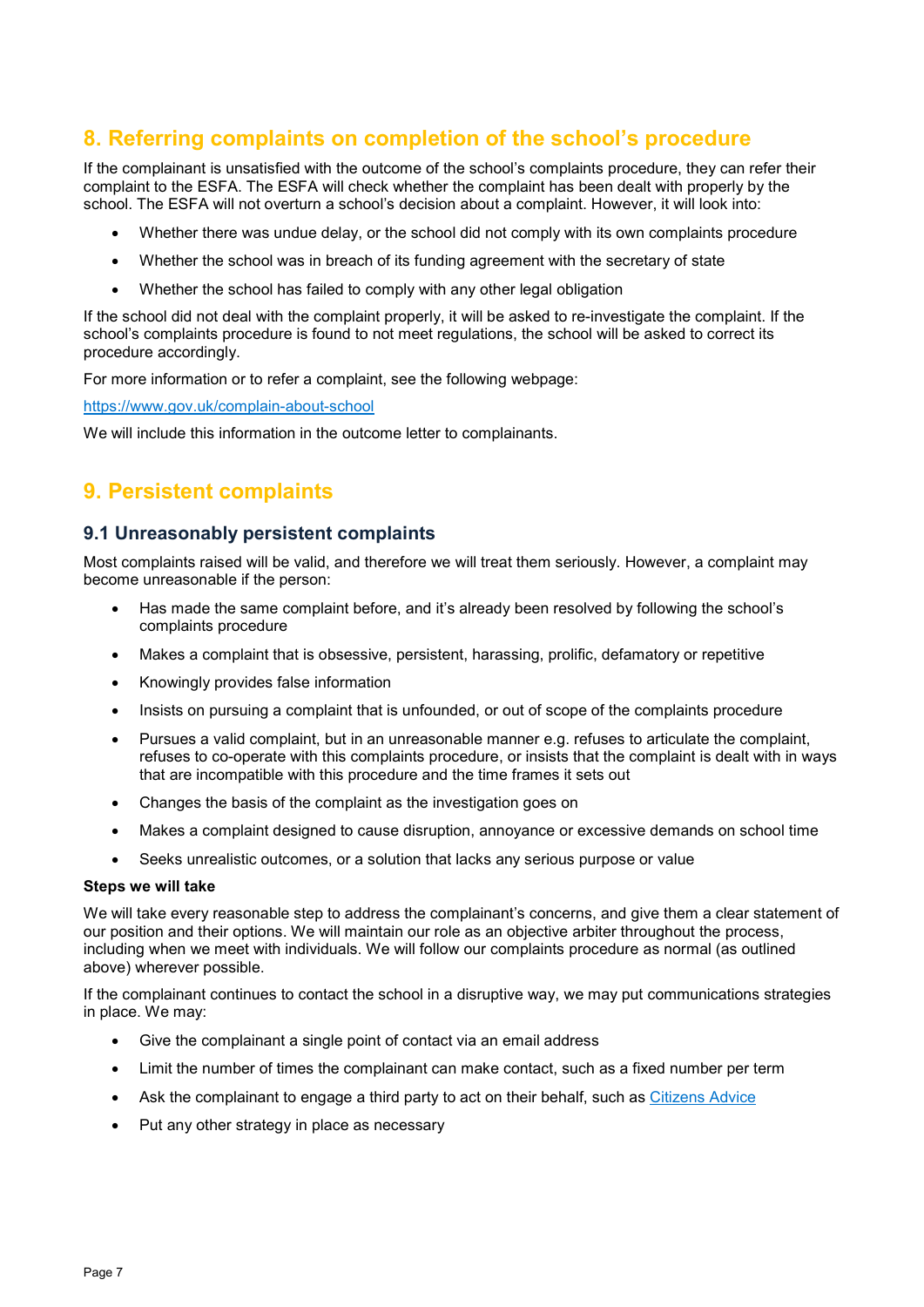## 8. Referring complaints on completion of the school's procedure

If the complainant is unsatisfied with the outcome of the school's complaints procedure, they can refer their complaint to the ESFA. The ESFA will check whether the complaint has been dealt with properly by the school. The ESFA will not overturn a school's decision about a complaint. However, it will look into:

- Whether there was undue delay, or the school did not comply with its own complaints procedure
- Whether the school was in breach of its funding agreement with the secretary of state
- Whether the school has failed to comply with any other legal obligation

If the school did not deal with the complaint properly, it will be asked to re-investigate the complaint. If the school's complaints procedure is found to not meet regulations, the school will be asked to correct its procedure accordingly.

For more information or to refer a complaint, see the following webpage:

[https://www.gov.uk/complain-about-school](https://www.gov.uk/complain-about-school)

We will include this information in the outcome letter to complainants.

## 9. Persistent complaints

### 9.1 Unreasonably persistent complaints

Most complaints raised will be valid, and therefore we will treat them seriously. However, a complaint may become unreasonable if the person:

- Has made the same complaint before, and it's already been resolved by following the school's complaints procedure
- Makes a complaint that is obsessive, persistent, harassing, prolific, defamatory or repetitive
- Knowingly provides false information
- Insists on pursuing a complaint that is unfounded, or out of scope of the complaints procedure
- Pursues a valid complaint, but in an unreasonable manner e.g. refuses to articulate the complaint, refuses to co-operate with this complaints procedure, or insists that the complaint is dealt with in ways that are incompatible with this procedure and the time frames it sets out
- Changes the basis of the complaint as the investigation goes on
- Makes a complaint designed to cause disruption, annoyance or excessive demands on school time
- Seeks unrealistic outcomes, or a solution that lacks any serious purpose or value

**Steps we will take**

We will take every reasonable step to address the complainant's concerns, and give them a clear statement of our position and their options. We will maintain our role as an objective arbiter throughout the process, including when we meet with individuals. We will follow our complaints procedure as normal (as outlined above) wherever possible.

If the complainant continues to contact the school in a disruptive way, we may put communications strategies in place. We may:

- Give the complainant a single point of contact via an email address
- Limit the number of times the complainant can make contact, such as a fixed number per term
- Ask the complainant to engage a third party to act on their behalf, such as Citizens Advice
- Put any other strategy in place as necessary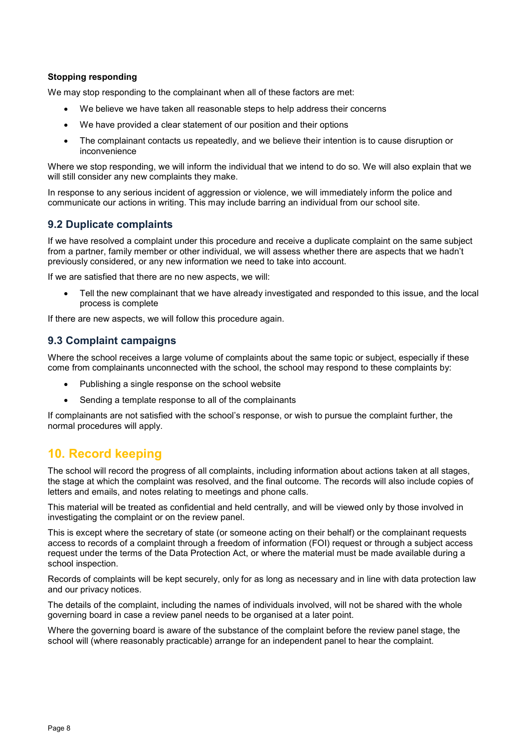**Stopping responding**

We may stop responding to the complainant when all of these factors are met:

- We believe we have taken all reasonable steps to help address their concerns
- We have provided a clear statement of our position and their options
- The complainant contacts us repeatedly, and we believe their intention is to cause disruption or inconvenience

Where we stop responding, we will inform the individual that we intend to do so. We will also explain that we will still consider any new complaints they make.

In response to any serious incident of aggression or violence, we will immediately inform the police and communicate our actions in writing. This may include barring an individual from our school site.

### 9.2 Duplicate complaints

If we have resolved a complaint under this procedure and receive a duplicate complaint on the same subject from a partner, family member or other individual, we will assess whether there are aspects that we hadn't previously considered, or any new information we need to take into account.

If we are satisfied that there are no new aspects, we will:

- Tell the new complainant that we have already investigated and responded to this issue, and the local process is complete

If there are new aspects, we will follow this procedure again.

### 9.3 Complaint campaigns

Where the school receives a large volume of complaints about the same topic or subject, especially if these come from complainants unconnected with the school, the school may respond to these complaints by:

- Publishing a single response on the school website
- Sending a template response to all of the complainants

If complainants are not satisfied with the school's response, or wish to pursue the complaint further, the normal procedures will apply.

## 10. Record keeping

The school will record the progress of all complaints, including information about actions taken at all stages, the stage at which the complaint was resolved, and the final outcome. The records will also include copies of letters and emails, and notes relating to meetings and phone calls.

This material will be treated as confidential and held centrally, and will be viewed only by those involved in investigating the complaint or on the review panel.

This is except where the secretary of state (or someone acting on their behalf) or the complainant requests access to records of a complaint through a freedom of information (FOI) request or through a subject access request under the terms of the Data Protection Act, or where the material must be made available during a school inspection.

Records of complaints will be kept securely, only for as long as necessary and in line with data protection law and our privacy notices.

The details of the complaint, including the names of individuals involved, will not be shared with the whole governing board in case a review panel needs to be organised at a later point.

Where the governing board is aware of the substance of the complaint before the review panel stage, the school will (where reasonably practicable) arrange for an independent panel to hear the complaint.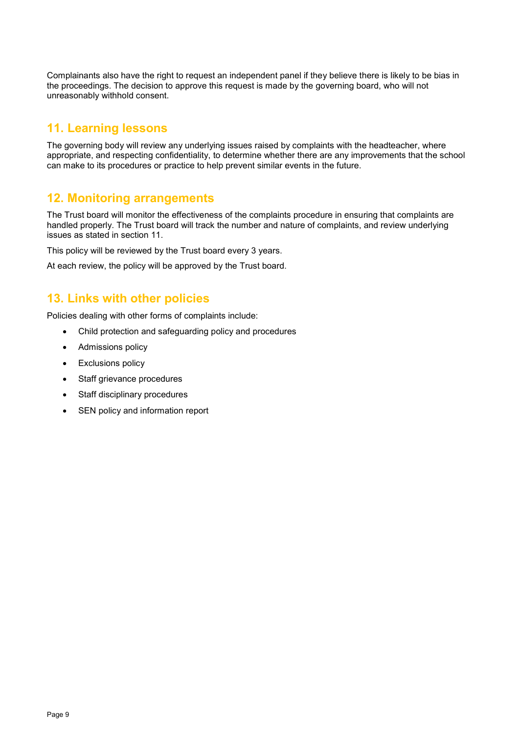Complainants also have the right to request an independent panel if they believe there is likely to be bias in the proceedings. The decision to approve this request is made by the governing board, who will not unreasonably withhold consent.

## 11. Learning lessons

The governing body will review any underlying issues raised by complaints with the headteacher, where appropriate, and respecting confidentiality, to determine whether there are any improvements that the school can make to its procedures or practice to help prevent similar events in the future.

## 12. Monitoring arrangements

The Trust board will monitor the effectiveness of the complaints procedure in ensuring that complaints are handled properly. The Trust board will track the number and nature of complaints, and review underlying issues as stated in section 11.

This policy will be reviewed by the Trust board every 3 years.

At each review, the policy will be approved by the Trust board.

## 13. Links with other policies

Policies dealing with other forms of complaints include:

- Child protection and safeguarding policy and procedures
- Admissions policy
- Exclusions policy
- Staff grievance procedures
- Staff disciplinary procedures
- SEN policy and information report